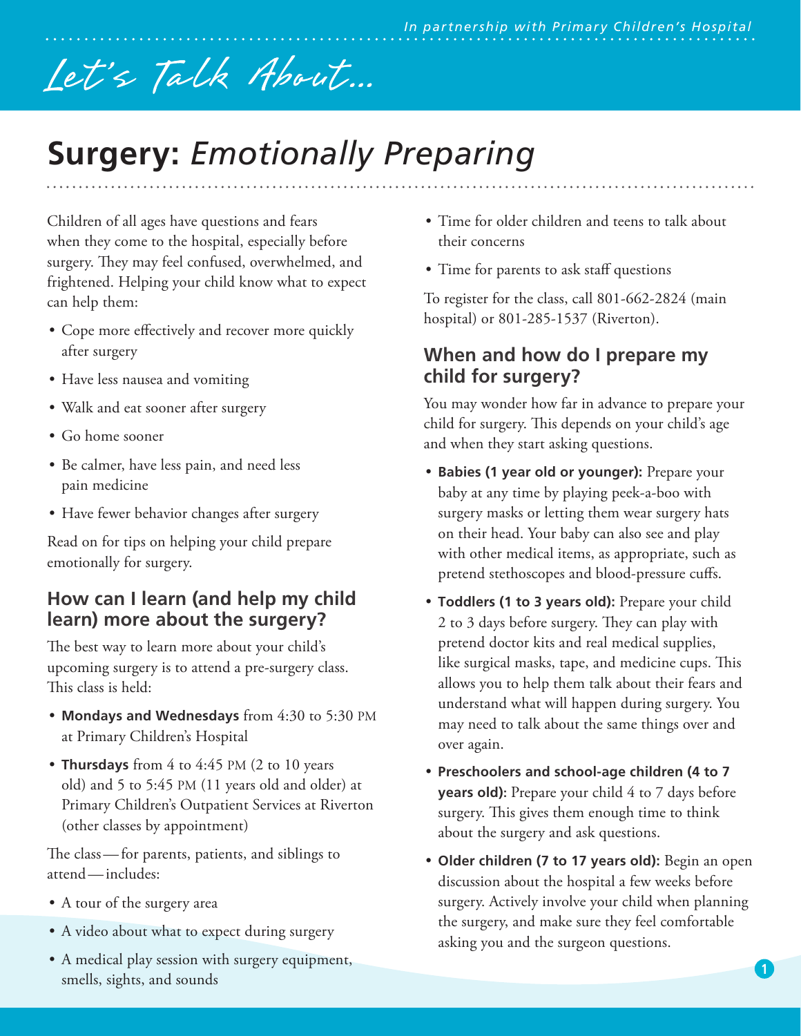*In partnership with Primary Children's Hospital*

*Let's Talk About...*

# Surgery: *Emotionally Preparing*

Children of all ages have questions and fears when they come to the hospital, especially before surgery. They may feel confused, overwhelmed, and frightened. Helping your child know what to expect can help them:

- Cope more effectively and recover more quickly after surgery
- Have less nausea and vomiting
- Walk and eat sooner after surgery
- Go home sooner
- Be calmer, have less pain, and need less pain medicine
- Have fewer behavior changes after surgery

Read on for tips on helping your child prepare emotionally for surgery.

## How can I learn (and help my child learn) more about the surgery?

The best way to learn more about your child's upcoming surgery is to attend a pre-surgery class. This class is held:

- **Mondays and Wednesdays** from 4:30 to 5:30 PM at Primary Children's Hospital
- **Thursdays** from 4 to 4:45 PM (2 to 10 years old) and 5 to 5:45 PM (11 years old and older) at Primary Children's Outpatient Services at Riverton (other classes by appointment)

The class — for parents, patients, and siblings to attend — includes:

- A tour of the surgery area
- A video about what to expect during surgery
- A medical play session with surgery equipment, smells, sights, and sounds
- Time for older children and teens to talk about their concerns
- Time for parents to ask staff questions

To register for the class, call 801-662-2824 (main hospital) or 801-285-1537 (Riverton).

## When and how do I prepare my child for surgery?

You may wonder how far in advance to prepare your child for surgery. This depends on your child's age and when they start asking questions.

- **Babies (1 year old or younger):** Prepare your baby at any time by playing peek-a-boo with surgery masks or letting them wear surgery hats on their head. Your baby can also see and play with other medical items, as appropriate, such as pretend stethoscopes and blood-pressure cuffs.
- **Toddlers (1 to 3 years old):** Prepare your child 2 to 3 days before surgery. They can play with pretend doctor kits and real medical supplies, like surgical masks, tape, and medicine cups. This allows you to help them talk about their fears and understand what will happen during surgery. You may need to talk about the same things over and over again.
- **Preschoolers and school-age children (4 to 7 years old):** Prepare your child 4 to 7 days before surgery. This gives them enough time to think about the surgery and ask questions.
- **Older children (7 to 17 years old):** Begin an open discussion about the hospital a few weeks before surgery. Actively involve your child when planning the surgery, and make sure they feel comfortable asking you and the surgeon questions.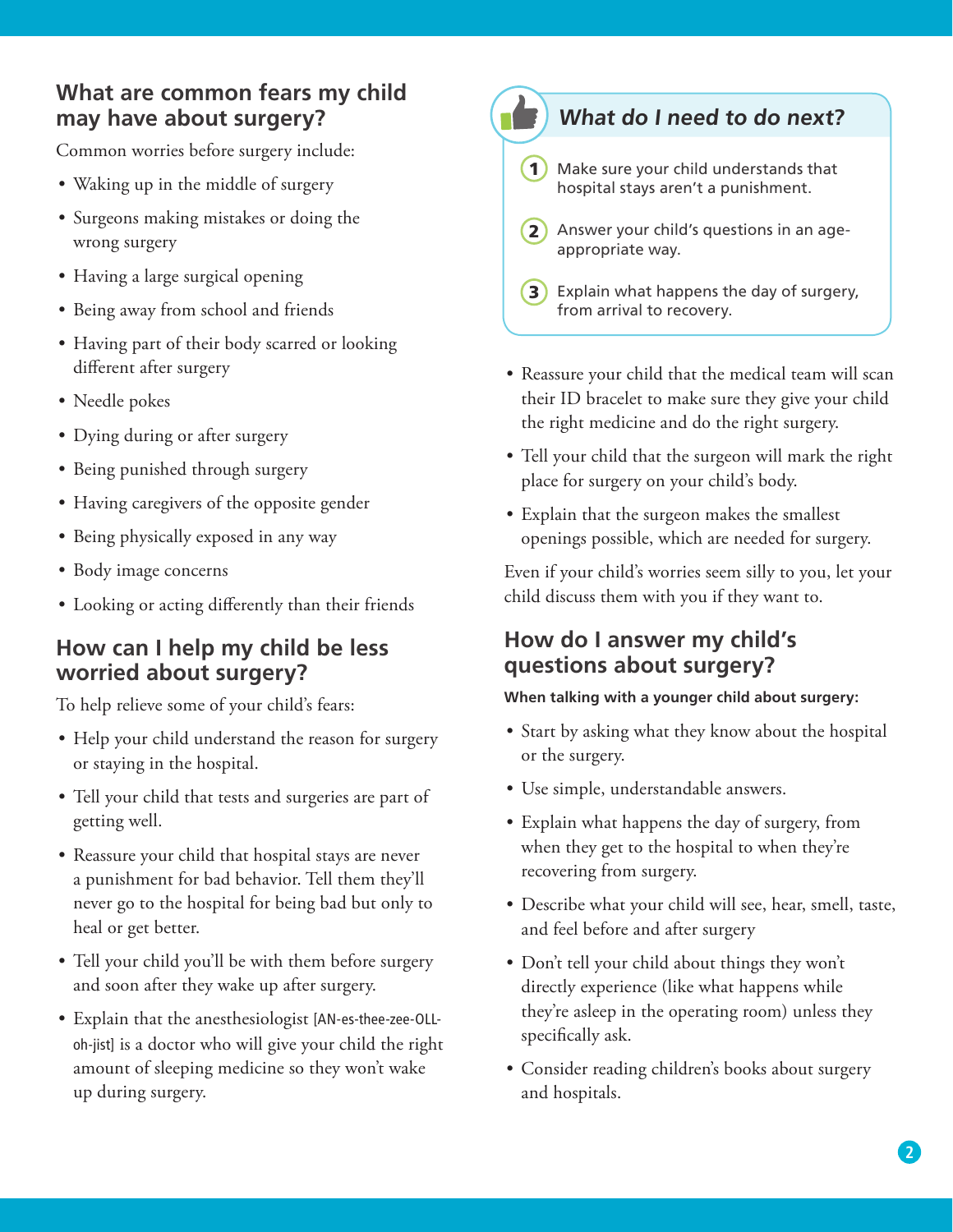## What are common fears my child may have about surgery?

Common worries before surgery include:

- Waking up in the middle of surgery
- Surgeons making mistakes or doing the wrong surgery
- Having a large surgical opening
- Being away from school and friends
- Having part of their body scarred or looking different after surgery
- Needle pokes
- Dying during or after surgery
- Being punished through surgery
- Having caregivers of the opposite gender
- Being physically exposed in any way
- Body image concerns
- Looking or acting differently than their friends

## How can I help my child be less worried about surgery?

To help relieve some of your child's fears:

- Help your child understand the reason for surgery or staying in the hospital.
- Tell your child that tests and surgeries are part of getting well.
- Reassure your child that hospital stays are never a punishment for bad behavior. Tell them they'll never go to the hospital for being bad but only to heal or get better.
- Tell your child you'll be with them before surgery and soon after they wake up after surgery.
- Explain that the anesthesiologist [AN-es-thee-zee-OLL-oh-jist] is a doctor who will give your child the right amount of sleeping medicine so they won't wake up during surgery.

### *What do I need to do next?*

1. Make sure your child understands that hospital stays aren't a punishment.
2. Answer your child's questions in an age-appropriate way.
3. Explain what happens the day of surgery, from arrival to recovery.

- Reassure your child that the medical team will scan their ID bracelet to make sure they give your child the right medicine and do the right surgery.
- Tell your child that the surgeon will mark the right place for surgery on your child's body.
- Explain that the surgeon makes the smallest openings possible, which are needed for surgery.

Even if your child's worries seem silly to you, let your child discuss them with you if they want to.

## How do I answer my child's questions about surgery?

**When talking with a younger child about surgery:**

- Start by asking what they know about the hospital or the surgery.
- Use simple, understandable answers.
- Explain what happens the day of surgery, from when they get to the hospital to when they're recovering from surgery.
- Describe what your child will see, hear, smell, taste, and feel before and after surgery
- Don't tell your child about things they won't directly experience (like what happens while they're asleep in the operating room) unless they specifically ask.
- Consider reading children's books about surgery and hospitals.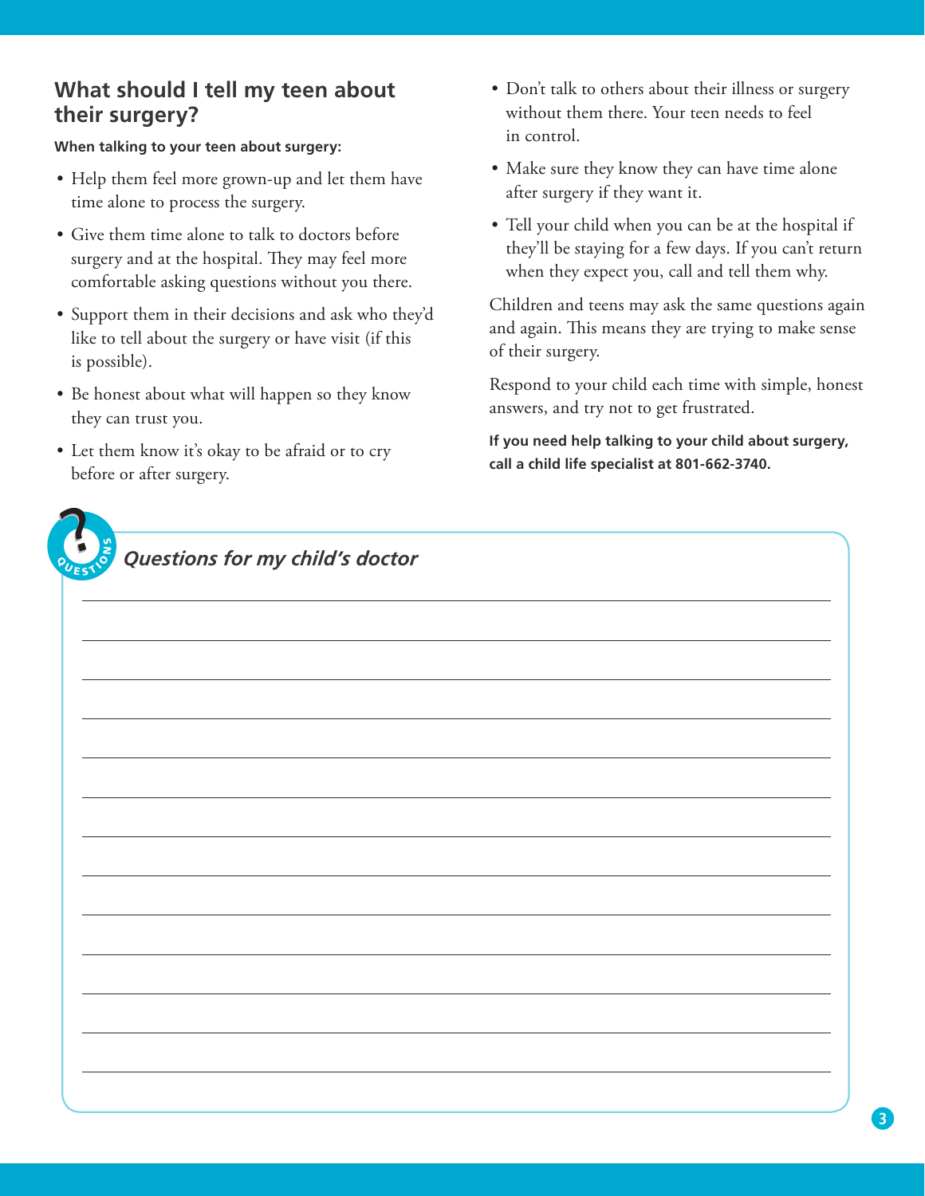## What should I tell my teen about their surgery?

**When talking to your teen about surgery:**

- Help them feel more grown-up and let them have time alone to process the surgery.
- Give them time alone to talk to doctors before surgery and at the hospital. They may feel more comfortable asking questions without you there.
- Support them in their decisions and ask who they'd like to tell about the surgery or have visit (if this is possible).
- Be honest about what will happen so they know they can trust you.
- Let them know it's okay to be afraid or to cry before or after surgery.
- Don't talk to others about their illness or surgery without them there. Your teen needs to feel in control.
- Make sure they know they can have time alone after surgery if they want it.
- Tell your child when you can be at the hospital if they'll be staying for a few days. If you can't return when they expect you, call and tell them why.

Children and teens may ask the same questions again and again. This means they are trying to make sense of their surgery.

Respond to your child each time with simple, honest answers, and try not to get frustrated.

**If you need help talking to your child about surgery, call a child life specialist at 801-662-3740.**

### *Questions for my child's doctor*

______________________________________________

______________________________________________

______________________________________________

______________________________________________

______________________________________________

______________________________________________

______________________________________________

______________________________________________

______________________________________________

______________________________________________

______________________________________________

______________________________________________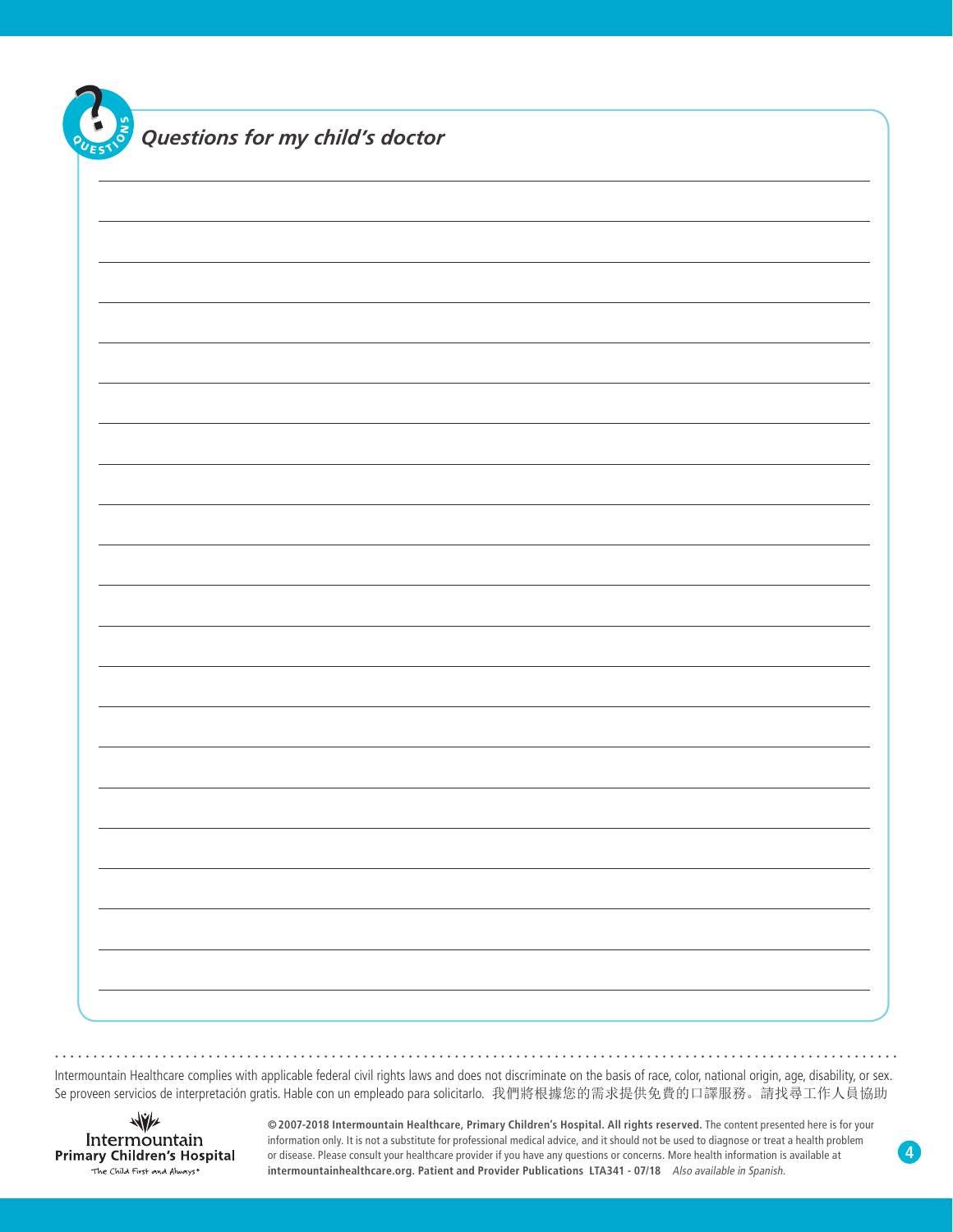## *Questions for my child's doctor*

Intermountain Healthcare complies with applicable federal civil rights laws and does not discriminate on the basis of race, color, national origin, age, disability, or sex. Se proveen servicios de interpretación gratis. Hable con un empleado para solicitarlo. 我們將根據您的需求提供免費的口譯服務。請找尋工作人員協助

Intermountain
Primary Children's Hospital
The Child First and Always®

**© 2007-2018 Intermountain Healthcare, Primary Children's Hospital. All rights reserved.** The content presented here is for your information only. It is not a substitute for professional medical advice, and it should not be used to diagnose or treat a health problem or disease. Please consult your healthcare provider if you have any questions or concerns. More health information is available at **intermountainhealthcare.org. Patient and Provider Publications LTA341 - 07/18** *Also available in Spanish.*